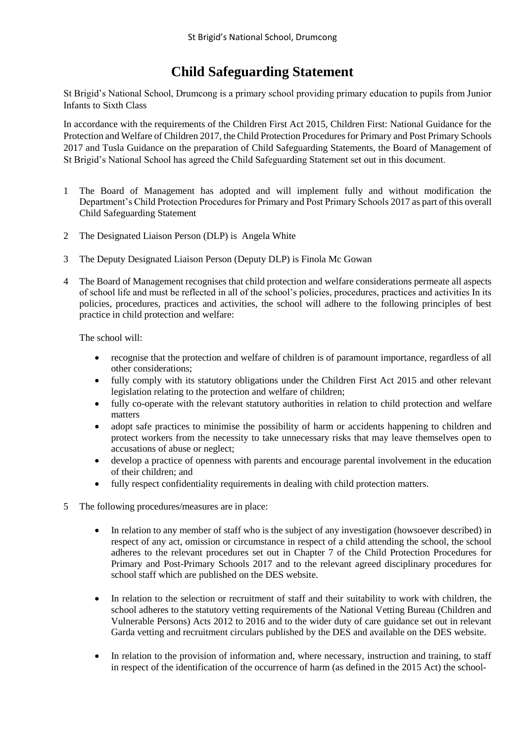# Child Safeguarding Statement

St Brigid's National School, Drumcong is a primary school providing primary education to pupils from Junior Infants to Sixth Class

In accordance with the requirements of the Children First Act 2015, Children First: National Guidance for the Protection and Welfare of Children 2017, the Child Protection Procedures for Primary and Post Primary Schools 2017 and Tusla Guidance on the preparation of Child Safeguarding Statements, the Board of Management of St Brigid's National School has agreed the Child Safeguarding Statement set out in this document.

1 The Board of Management has adopted and will implement fully and without modification the Department's Child Protection Procedures for Primary and Post Primary Schools 2017 as part of this overall Child Safeguarding Statement

2 The Designated Liaison Person (DLP) is Angela White

3 The Deputy Designated Liaison Person (Deputy DLP) is Finola Mc Gowan

4 The Board of Management recognises that child protection and welfare considerations permeate all aspects of school life and must be reflected in all of the school's policies, procedures, practices and activities In its policies, procedures, practices and activities, the school will adhere to the following principles of best practice in child protection and welfare:

The school will:

- recognise that the protection and welfare of children is of paramount importance, regardless of all other considerations;
- fully comply with its statutory obligations under the Children First Act 2015 and other relevant legislation relating to the protection and welfare of children;
- fully co-operate with the relevant statutory authorities in relation to child protection and welfare matters
- adopt safe practices to minimise the possibility of harm or accidents happening to children and protect workers from the necessity to take unnecessary risks that may leave themselves open to accusations of abuse or neglect;
- develop a practice of openness with parents and encourage parental involvement in the education of their children; and
- fully respect confidentiality requirements in dealing with child protection matters.

5 The following procedures/measures are in place:

- In relation to any member of staff who is the subject of any investigation (howsoever described) in respect of any act, omission or circumstance in respect of a child attending the school, the school adheres to the relevant procedures set out in Chapter 7 of the Child Protection Procedures for Primary and Post-Primary Schools 2017 and to the relevant agreed disciplinary procedures for school staff which are published on the DES website.

- In relation to the selection or recruitment of staff and their suitability to work with children, the school adheres to the statutory vetting requirements of the National Vetting Bureau (Children and Vulnerable Persons) Acts 2012 to 2016 and to the wider duty of care guidance set out in relevant Garda vetting and recruitment circulars published by the DES and available on the DES website.

- In relation to the provision of information and, where necessary, instruction and training, to staff in respect of the identification of the occurrence of harm (as defined in the 2015 Act) the school-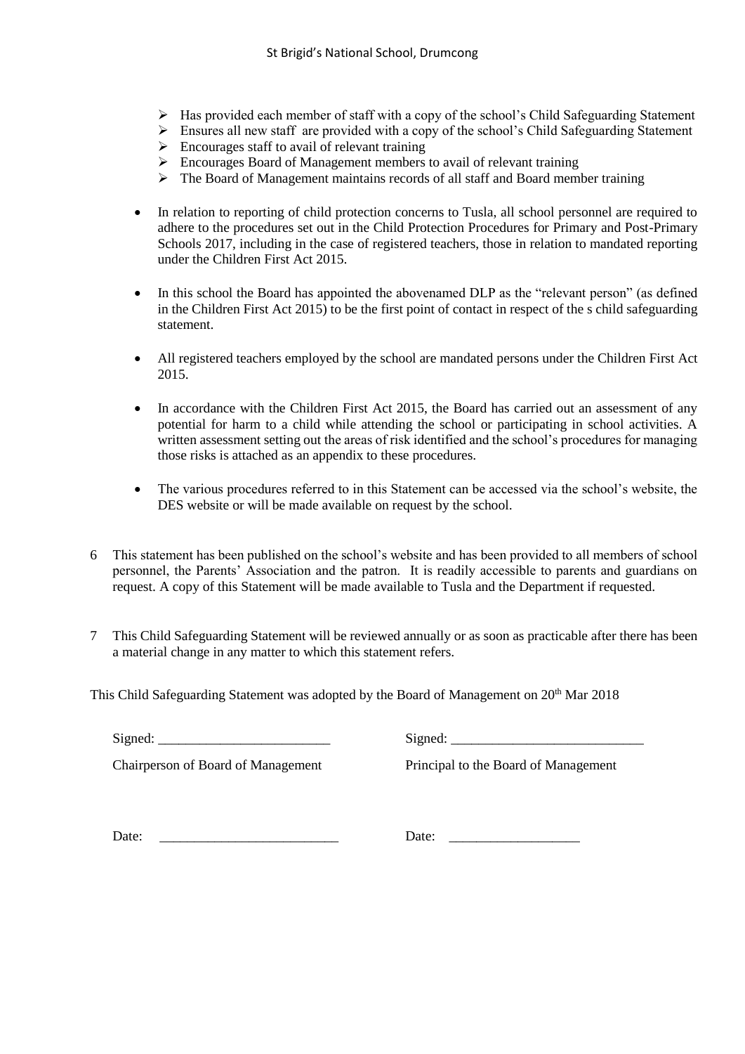- Has provided each member of staff with a copy of the school's Child Safeguarding Statement
- Ensures all new staff are provided with a copy of the school's Child Safeguarding Statement
- Encourages staff to avail of relevant training
- Encourages Board of Management members to avail of relevant training
- The Board of Management maintains records of all staff and Board member training

- In relation to reporting of child protection concerns to Tusla, all school personnel are required to adhere to the procedures set out in the Child Protection Procedures for Primary and Post-Primary Schools 2017, including in the case of registered teachers, those in relation to mandated reporting under the Children First Act 2015.

- In this school the Board has appointed the abovenamed DLP as the "relevant person" (as defined in the Children First Act 2015) to be the first point of contact in respect of the s child safeguarding statement.

- All registered teachers employed by the school are mandated persons under the Children First Act 2015.

- In accordance with the Children First Act 2015, the Board has carried out an assessment of any potential for harm to a child while attending the school or participating in school activities. A written assessment setting out the areas of risk identified and the school's procedures for managing those risks is attached as an appendix to these procedures.

- The various procedures referred to in this Statement can be accessed via the school's website, the DES website or will be made available on request by the school.

6 This statement has been published on the school's website and has been provided to all members of school personnel, the Parents' Association and the patron. It is readily accessible to parents and guardians on request. A copy of this Statement will be made available to Tusla and the Department if requested.

7 This Child Safeguarding Statement will be reviewed annually or as soon as practicable after there has been a material change in any matter to which this statement refers.

This Child Safeguarding Statement was adopted by the Board of Management on 20th Mar 2018

Signed: ________________________ Signed: ___________________________

Chairperson of Board of Management Principal to the Board of Management

Date: _________________________ Date: __________________